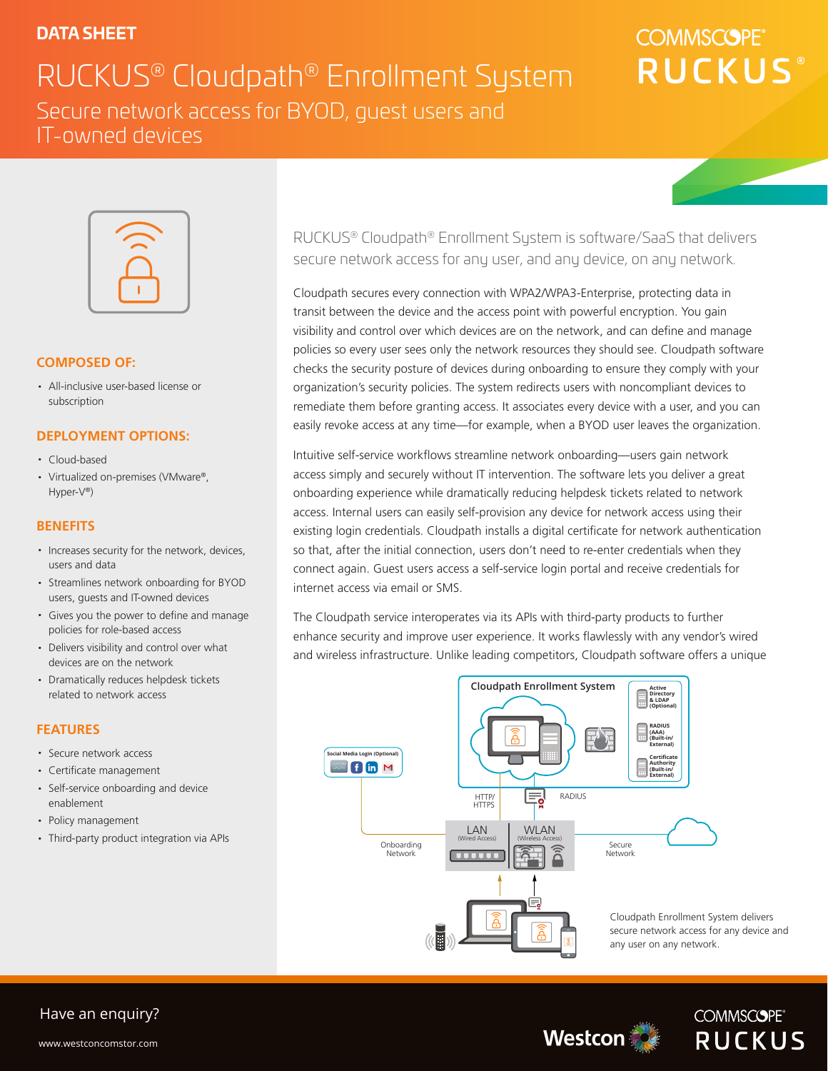DATA SHEET

# RUCKUS® Cloudpath® Enrollment System

## Secure network access for BYOD, guest users and IT-owned devices

### COMPOSED OF:

- All-inclusive user-based license or subscription

### DEPLOYMENT OPTIONS:

- Cloud-based
- Virtualized on-premises (VMware®, Hyper-V®)

### BENEFITS

- Increases security for the network, devices, users and data
- Streamlines network onboarding for BYOD users, guests and IT-owned devices
- Gives you the power to define and manage policies for role-based access
- Delivers visibility and control over what devices are on the network
- Dramatically reduces helpdesk tickets related to network access

### FEATURES

- Secure network access
- Certificate management
- Self-service onboarding and device enablement
- Policy management
- Third-party product integration via APIs

RUCKUS® Cloudpath® Enrollment System is software/SaaS that delivers secure network access for any user, and any device, on any network.

Cloudpath secures every connection with WPA2/WPA3-Enterprise, protecting data in transit between the device and the access point with powerful encryption. You gain visibility and control over which devices are on the network, and can define and manage policies so every user sees only the network resources they should see. Cloudpath software checks the security posture of devices during onboarding to ensure they comply with your organization's security policies. The system redirects users with noncompliant devices to remediate them before granting access. It associates every device with a user, and you can easily revoke access at any time—for example, when a BYOD user leaves the organization.

Intuitive self-service workflows streamline network onboarding—users gain network access simply and securely without IT intervention. The software lets you deliver a great onboarding experience while dramatically reducing helpdesk tickets related to network access. Internal users can easily self-provision any device for network access using their existing login credentials. Cloudpath installs a digital certificate for network authentication so that, after the initial connection, users don't need to re-enter credentials when they connect again. Guest users access a self-service login portal and receive credentials for internet access via email or SMS.

The Cloudpath service interoperates via its APIs with third-party products to further enhance security and improve user experience. It works flawlessly with any vendor's wired and wireless infrastructure. Unlike leading competitors, Cloudpath software offers a unique

Cloudpath Enrollment System delivers secure network access for any device and any user on any network.

Have an enquiry?

www.westconcomstor.com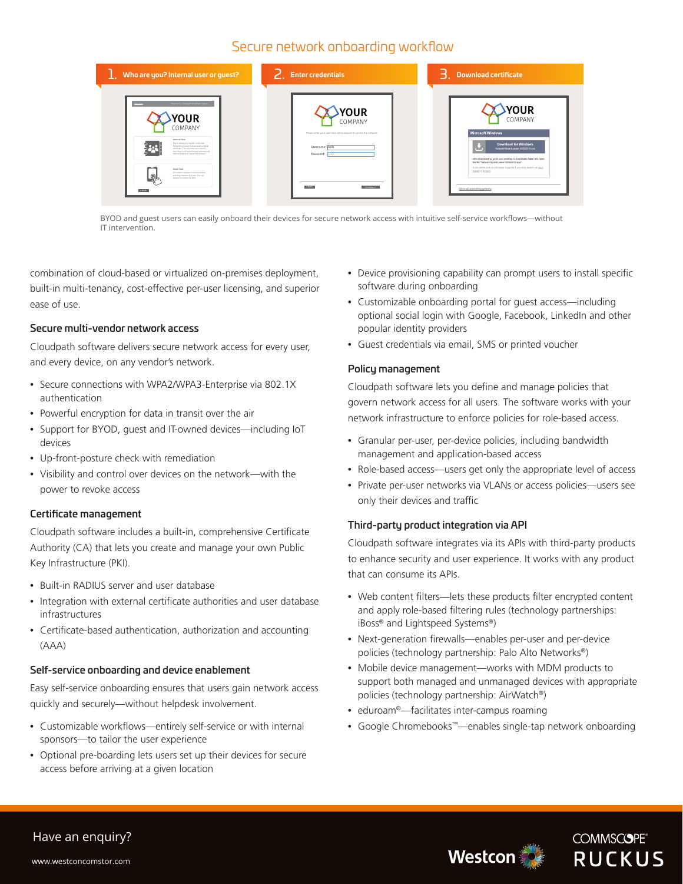## Secure network onboarding workflow

1. Who are you? Internal user or guest?
2. Enter credentials
3. Download certificate

BYOD and guest users can easily onboard their devices for secure network access with intuitive self-service workflows—without IT intervention.

combination of cloud-based or virtualized on-premises deployment, built-in multi-tenancy, cost-effective per-user licensing, and superior ease of use.

### Secure multi-vendor network access

Cloudpath software delivers secure network access for every user, and every device, on any vendor's network.

- Secure connections with WPA2/WPA3-Enterprise via 802.1X authentication
- Powerful encryption for data in transit over the air
- Support for BYOD, guest and IT-owned devices—including IoT devices
- Up-front-posture check with remediation
- Visibility and control over devices on the network—with the power to revoke access

### Certificate management

Cloudpath software includes a built-in, comprehensive Certificate Authority (CA) that lets you create and manage your own Public Key Infrastructure (PKI).

- Built-in RADIUS server and user database
- Integration with external certificate authorities and user database infrastructures
- Certificate-based authentication, authorization and accounting (AAA)

### Self-service onboarding and device enablement

Easy self-service onboarding ensures that users gain network access quickly and securely—without helpdesk involvement.

- Customizable workflows—entirely self-service or with internal sponsors—to tailor the user experience
- Optional pre-boarding lets users set up their devices for secure access before arriving at a given location
- Device provisioning capability can prompt users to install specific software during onboarding
- Customizable onboarding portal for guest access—including optional social login with Google, Facebook, LinkedIn and other popular identity providers
- Guest credentials via email, SMS or printed voucher

### Policy management

Cloudpath software lets you define and manage policies that govern network access for all users. The software works with your network infrastructure to enforce policies for role-based access.

- Granular per-user, per-device policies, including bandwidth management and application-based access
- Role-based access—users get only the appropriate level of access
- Private per-user networks via VLANs or access policies—users see only their devices and traffic

### Third-party product integration via API

Cloudpath software integrates via its APIs with third-party products to enhance security and user experience. It works with any product that can consume its APIs.

- Web content filters—lets these products filter encrypted content and apply role-based filtering rules (technology partnerships: iBoss® and Lightspeed Systems®)
- Next-generation firewalls—enables per-user and per-device policies (technology partnership: Palo Alto Networks®)
- Mobile device management—works with MDM products to support both managed and unmanaged devices with appropriate policies (technology partnership: AirWatch®)
- eduroam®—facilitates inter-campus roaming
- Google Chromebooks™—enables single-tap network onboarding

Have an enquiry?

www.westconcomstor.com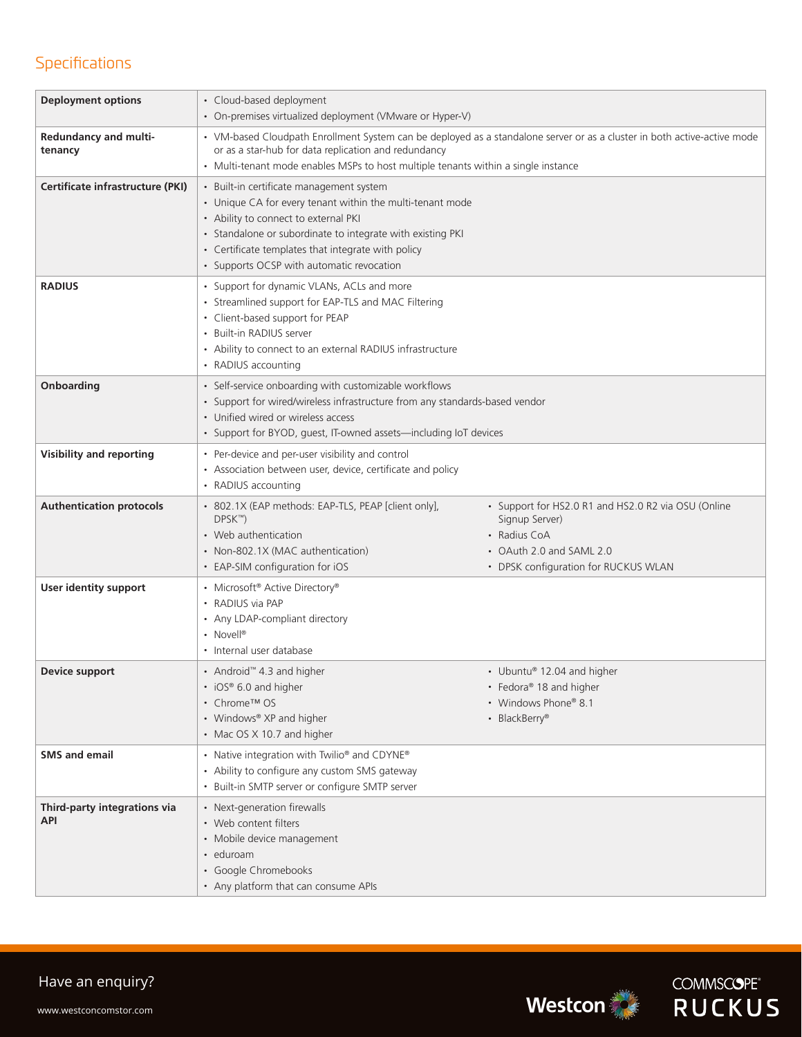## Specifications

| | |
|---|---|
| **Deployment options** | • Cloud-based deployment<br>• On-premises virtualized deployment (VMware or Hyper-V) |
| **Redundancy and multi-tenancy** | • VM-based Cloudpath Enrollment System can be deployed as a standalone server or as a cluster in both active-active mode or as a star-hub for data replication and redundancy<br>• Multi-tenant mode enables MSPs to host multiple tenants within a single instance |
| **Certificate infrastructure (PKI)** | • Built-in certificate management system<br>• Unique CA for every tenant within the multi-tenant mode<br>• Ability to connect to external PKI<br>• Standalone or subordinate to integrate with existing PKI<br>• Certificate templates that integrate with policy<br>• Supports OCSP with automatic revocation |
| **RADIUS** | • Support for dynamic VLANs, ACLs and more<br>• Streamlined support for EAP-TLS and MAC Filtering<br>• Client-based support for PEAP<br>• Built-in RADIUS server<br>• Ability to connect to an external RADIUS infrastructure<br>• RADIUS accounting |
| **Onboarding** | • Self-service onboarding with customizable workflows<br>• Support for wired/wireless infrastructure from any standards-based vendor<br>• Unified wired or wireless access<br>• Support for BYOD, guest, IT-owned assets—including IoT devices |
| **Visibility and reporting** | • Per-device and per-user visibility and control<br>• Association between user, device, certificate and policy<br>• RADIUS accounting |
| **Authentication protocols** | • 802.1X (EAP methods: EAP-TLS, PEAP [client only], DPSK™)<br>• Web authentication<br>• Non-802.1X (MAC authentication)<br>• EAP-SIM configuration for iOS<br>• Support for HS2.0 R1 and HS2.0 R2 via OSU (Online Signup Server)<br>• Radius CoA<br>• OAuth 2.0 and SAML 2.0<br>• DPSK configuration for RUCKUS WLAN |
| **User identity support** | • Microsoft® Active Directory®<br>• RADIUS via PAP<br>• Any LDAP-compliant directory<br>• Novell®<br>• Internal user database |
| **Device support** | • Android™ 4.3 and higher<br>• iOS® 6.0 and higher<br>• Chrome™ OS<br>• Windows® XP and higher<br>• Mac OS X 10.7 and higher<br>• Ubuntu® 12.04 and higher<br>• Fedora® 18 and higher<br>• Windows Phone® 8.1<br>• BlackBerry® |
| **SMS and email** | • Native integration with Twilio® and CDYNE®<br>• Ability to configure any custom SMS gateway<br>• Built-in SMTP server or configure SMTP server |
| **Third-party integrations via API** | • Next-generation firewalls<br>• Web content filters<br>• Mobile device management<br>• eduroam<br>• Google Chromebooks<br>• Any platform that can consume APIs |

Have an enquiry?

www.westconcomstor.com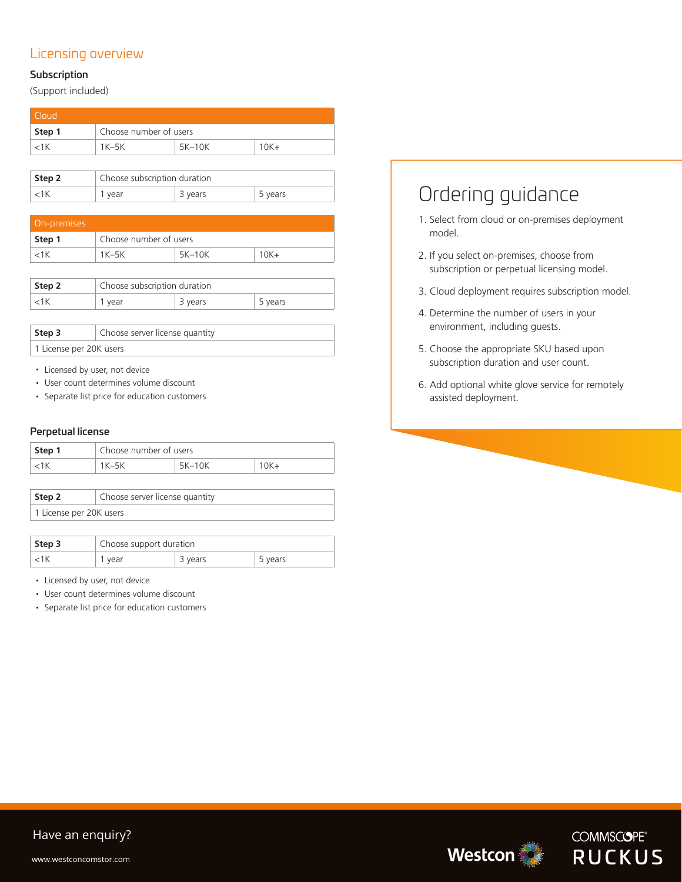## Licensing overview

### Subscription

(Support included)

| Cloud | | | |
|---|---|---|---|
| **Step 1** | Choose number of users | | |
| <1K | 1K–5K | 5K–10K | 10K+ |

| **Step 2** | Choose subscription duration | | |
|---|---|---|---|
| <1K | 1 year | 3 years | 5 years |

| On-premises | | | |
|---|---|---|---|
| **Step 1** | Choose number of users | | |
| <1K | 1K–5K | 5K–10K | 10K+ |

| **Step 2** | Choose subscription duration | | |
|---|---|---|---|
| <1K | 1 year | 3 years | 5 years |

| **Step 3** | Choose server license quantity |
|---|---|
| 1 License per 20K users | |

- Licensed by user, not device
- User count determines volume discount
- Separate list price for education customers

### Perpetual license

| **Step 1** | Choose number of users | | |
|---|---|---|---|
| <1K | 1K–5K | 5K–10K | 10K+ |

| **Step 2** | Choose server license quantity |
|---|---|
| 1 License per 20K users | |

| **Step 3** | Choose support duration | |
|---|---|---|
| <1K | 1 year | 3 years | 5 years |

- Licensed by user, not device
- User count determines volume discount
- Separate list price for education customers

## Ordering guidance

1. Select from cloud or on-premises deployment model.
2. If you select on-premises, choose from subscription or perpetual licensing model.
3. Cloud deployment requires subscription model.
4. Determine the number of users in your environment, including guests.
5. Choose the appropriate SKU based upon subscription duration and user count.
6. Add optional white glove service for remotely assisted deployment.

Have an enquiry?

www.westconcomstor.com

Westcon

COMMSCOPE® RUCKUS